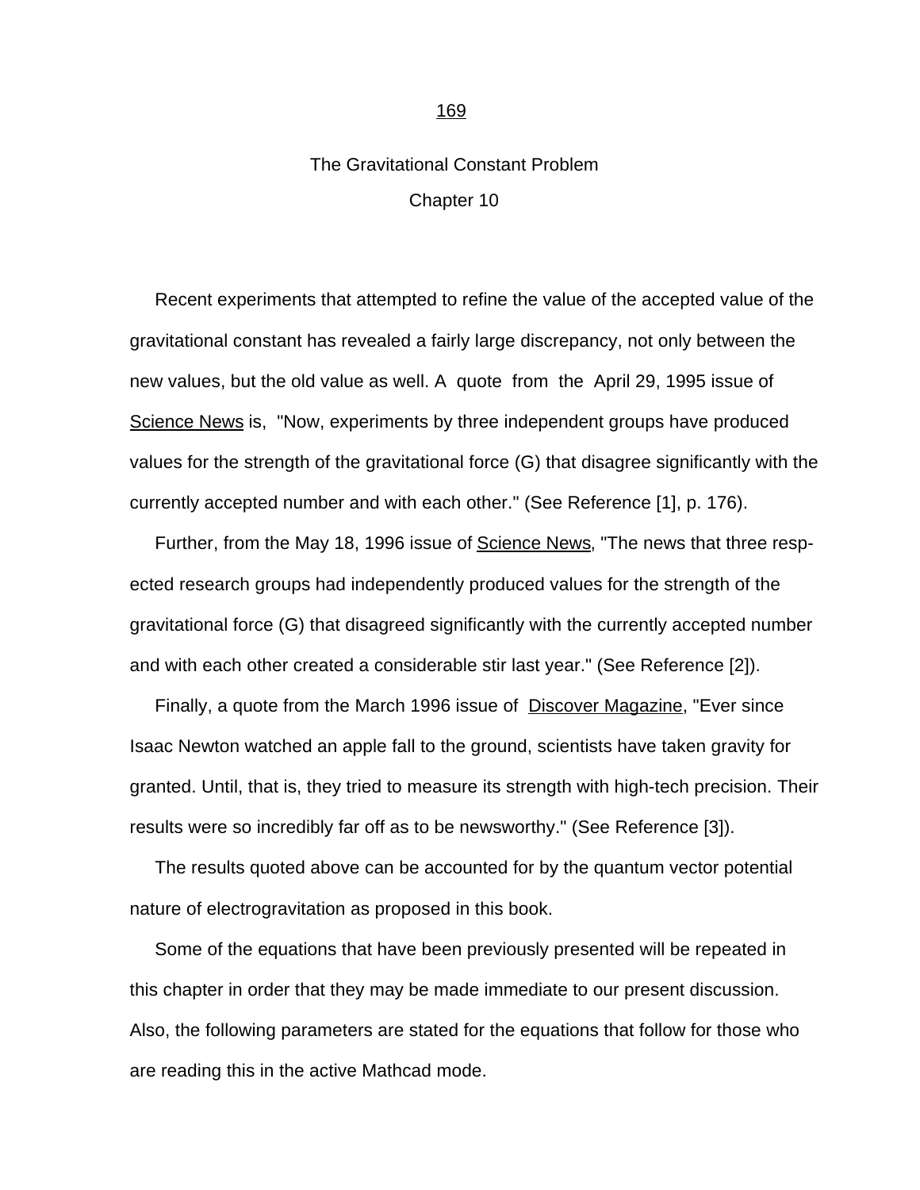# The Gravitational Constant Problem

## Chapter 10

Recent experiments that attempted to refine the value of the accepted value of the gravitational constant has revealed a fairly large discrepancy, not only between the new values, but the old value as well. A quote from the April 29, 1995 issue of Science News is, "Now, experiments by three independent groups have produced values for the strength of the gravitational force (G) that disagree significantly with the currently accepted number and with each other." (See Reference [1], p. 176).

Further, from the May 18, 1996 issue of Science News, "The news that three respected research groups had independently produced values for the strength of the gravitational force (G) that disagreed significantly with the currently accepted number and with each other created a considerable stir last year." (See Reference [2]).

Finally, a quote from the March 1996 issue of Discover Magazine, "Ever since Isaac Newton watched an apple fall to the ground, scientists have taken gravity for granted. Until, that is, they tried to measure its strength with high-tech precision. Their results were so incredibly far off as to be newsworthy." (See Reference [3]).

The results quoted above can be accounted for by the quantum vector potential nature of electrogravitation as proposed in this book.

Some of the equations that have been previously presented will be repeated in this chapter in order that they may be made immediate to our present discussion. Also, the following parameters are stated for the equations that follow for those who are reading this in the active Mathcad mode.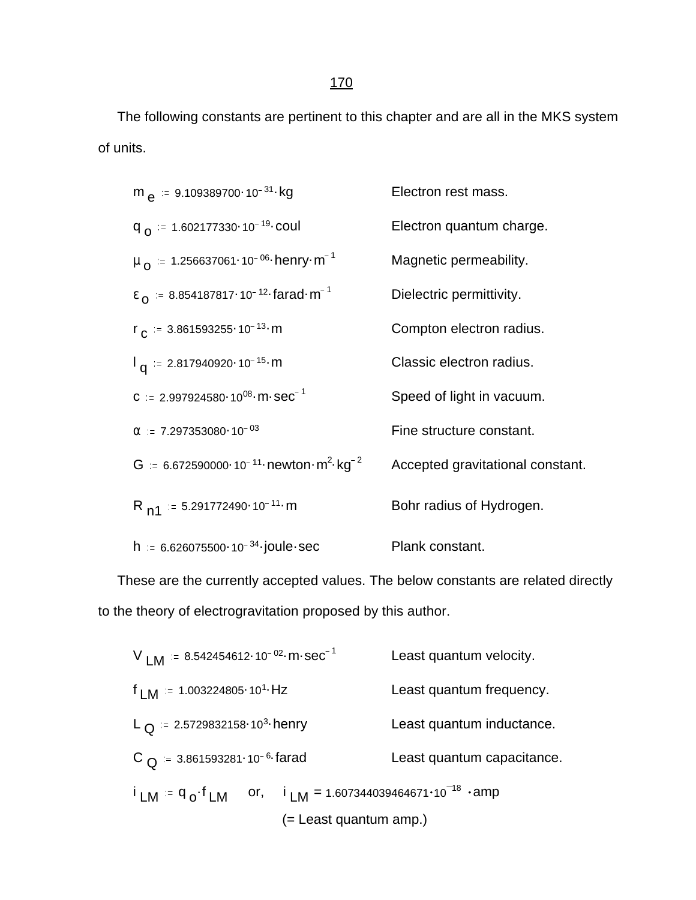The following constants are pertinent to this chapter and are all in the MKS system of units.

| | |
|---|---|
| $m_e := 9.109389700 \cdot 10^{-31} \cdot kg$ | Electron rest mass. |
| $q_o := 1.602177330 \cdot 10^{-19} \cdot coul$ | Electron quantum charge. |
| $\mu_o := 1.256637061 \cdot 10^{-06} \cdot henry \cdot m^{-1}$ | Magnetic permeability. |
| $\varepsilon_o := 8.854187817 \cdot 10^{-12} \cdot farad \cdot m^{-1}$ | Dielectric permittivity. |
| $r_c := 3.861593255 \cdot 10^{-13} \cdot m$ | Compton electron radius. |
| $l_q := 2.817940920 \cdot 10^{-15} \cdot m$ | Classic electron radius. |
| $c := 2.997924580 \cdot 10^{08} \cdot m \cdot sec^{-1}$ | Speed of light in vacuum. |
| $\alpha := 7.297353080 \cdot 10^{-03}$ | Fine structure constant. |
| $G := 6.672590000 \cdot 10^{-11} \cdot newton \cdot m^2 \cdot kg^{-2}$ | Accepted gravitational constant. |
| $R_{n1} := 5.291772490 \cdot 10^{-11} \cdot m$ | Bohr radius of Hydrogen. |
| $h := 6.626075500 \cdot 10^{-34} \cdot joule \cdot sec$ | Plank constant. |

These are the currently accepted values. The below constants are related directly to the theory of electrogravitation proposed by this author.

| | |
|---|---|
| $V_{LM} := 8.542454612 \cdot 10^{-02} \cdot m \cdot sec^{-1}$ | Least quantum velocity. |
| $f_{LM} := 1.003224805 \cdot 10^{1} \cdot Hz$ | Least quantum frequency. |
| $L_Q := 2.5729832158 \cdot 10^{3} \cdot henry$ | Least quantum inductance. |
| $C_Q := 3.861593281 \cdot 10^{-6} \cdot farad$ | Least quantum capacitance. |

$i_{LM} := q_o \cdot f_{LM}$ or, $i_{LM} = 1.607344039464671 \cdot 10^{-18} \cdot amp$

(= Least quantum amp.)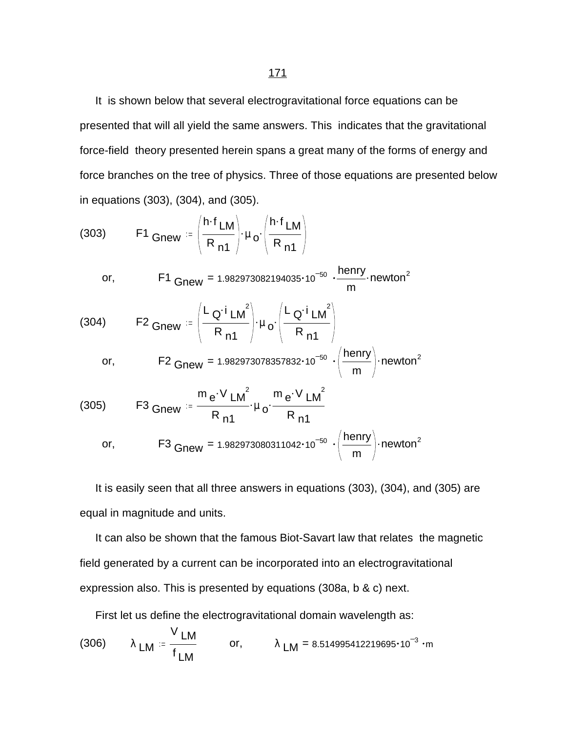It is shown below that several electrogravitational force equations can be presented that will all yield the same answers. This indicates that the gravitational force-field theory presented herein spans a great many of the forms of energy and force branches on the tree of physics. Three of those equations are presented below in equations (303), (304), and (305).

(303) $$F1_{Gnew} := \left(\frac{h \cdot f_{LM}}{R_{n1}}\right) \cdot \mu_o \cdot \left(\frac{h \cdot f_{LM}}{R_{n1}}\right)$$

or, $$F1_{Gnew} = 1.982973082194035 \cdot 10^{-50} \cdot \frac{henry}{m} \cdot newton^2$$

(304) $$F2_{Gnew} := \left(\frac{L_Q \cdot i_{LM}^2}{R_{n1}}\right) \cdot \mu_o \cdot \left(\frac{L_Q \cdot i_{LM}^2}{R_{n1}}\right)$$

or, $$F2_{Gnew} = 1.982973078357832 \cdot 10^{-50} \cdot \left(\frac{henry}{m}\right) \cdot newton^2$$

(305) $$F3_{Gnew} := \frac{m_e \cdot V_{LM}^2}{R_{n1}} \cdot \mu_o \cdot \frac{m_e \cdot V_{LM}^2}{R_{n1}}$$

or, $$F3_{Gnew} = 1.982973080311042 \cdot 10^{-50} \cdot \left(\frac{henry}{m}\right) \cdot newton^2$$

It is easily seen that all three answers in equations (303), (304), and (305) are equal in magnitude and units.

It can also be shown that the famous Biot-Savart law that relates the magnetic field generated by a current can be incorporated into an electrogravitational expression also. This is presented by equations (308a, b & c) next.

First let us define the electrogravitational domain wavelength as:

(306) $$\lambda_{LM} := \frac{V_{LM}}{f_{LM}} \qquad \text{or,} \qquad \lambda_{LM} = 8.514995412219695 \cdot 10^{-3} \cdot m$$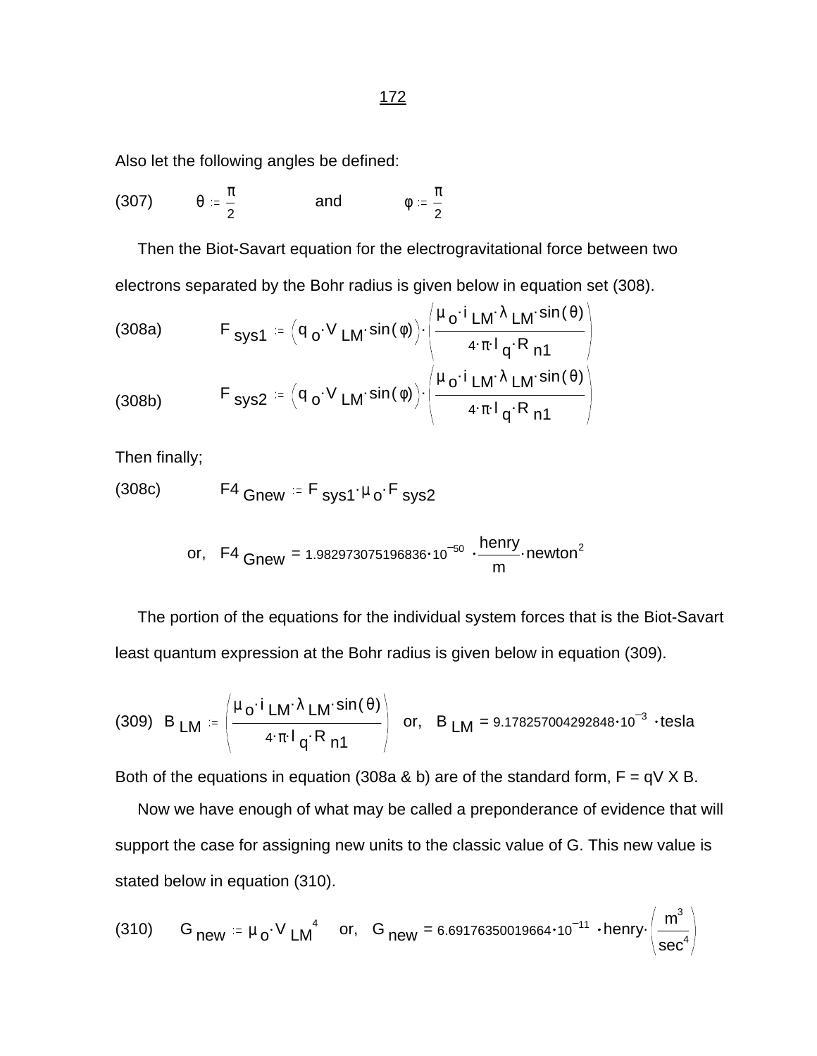Also let the following angles be defined:

(307) $\theta := \frac{\pi}{2}$ and $\phi := \frac{\pi}{2}$

Then the Biot-Savart equation for the electrogravitational force between two electrons separated by the Bohr radius is given below in equation set (308).

(308a) $$F_{sys1} := \left(q_o \cdot V_{LM} \cdot \sin(\phi)\right) \cdot \left(\frac{\mu_o \cdot i_{LM} \cdot \lambda_{LM} \cdot \sin(\theta)}{4 \cdot \pi \cdot l_q \cdot R_{n1}}\right)$$

(308b) $$F_{sys2} := \left(q_o \cdot V_{LM} \cdot \sin(\phi)\right) \cdot \left(\frac{\mu_o \cdot i_{LM} \cdot \lambda_{LM} \cdot \sin(\theta)}{4 \cdot \pi \cdot l_q \cdot R_{n1}}\right)$$

Then finally;

(308c) $$F4_{Gnew} := F_{sys1} \cdot \mu_o \cdot F_{sys2}$$

$$\text{or,} \quad F4_{Gnew} = 1.982973075196836 \cdot 10^{-50} \cdot \frac{\text{henry}}{\text{m}} \cdot \text{newton}^2$$

The portion of the equations for the individual system forces that is the Biot-Savart least quantum expression at the Bohr radius is given below in equation (309).

(309) $$B_{LM} := \left(\frac{\mu_o \cdot i_{LM} \cdot \lambda_{LM} \cdot \sin(\theta)}{4 \cdot \pi \cdot l_q \cdot R_{n1}}\right) \quad \text{or,} \quad B_{LM} = 9.178257004292848 \cdot 10^{-3} \cdot \text{tesla}$$

Both of the equations in equation (308a & b) are of the standard form, F = qV X B.

Now we have enough of what may be called a preponderance of evidence that will support the case for assigning new units to the classic value of G. This new value is stated below in equation (310).

(310) $$G_{new} := \mu_o \cdot V_{LM}^{\;4} \quad \text{or,} \quad G_{new} = 6.69176350019664 \cdot 10^{-11} \cdot \text{henry} \cdot \left(\frac{\text{m}^3}{\text{sec}^4}\right)$$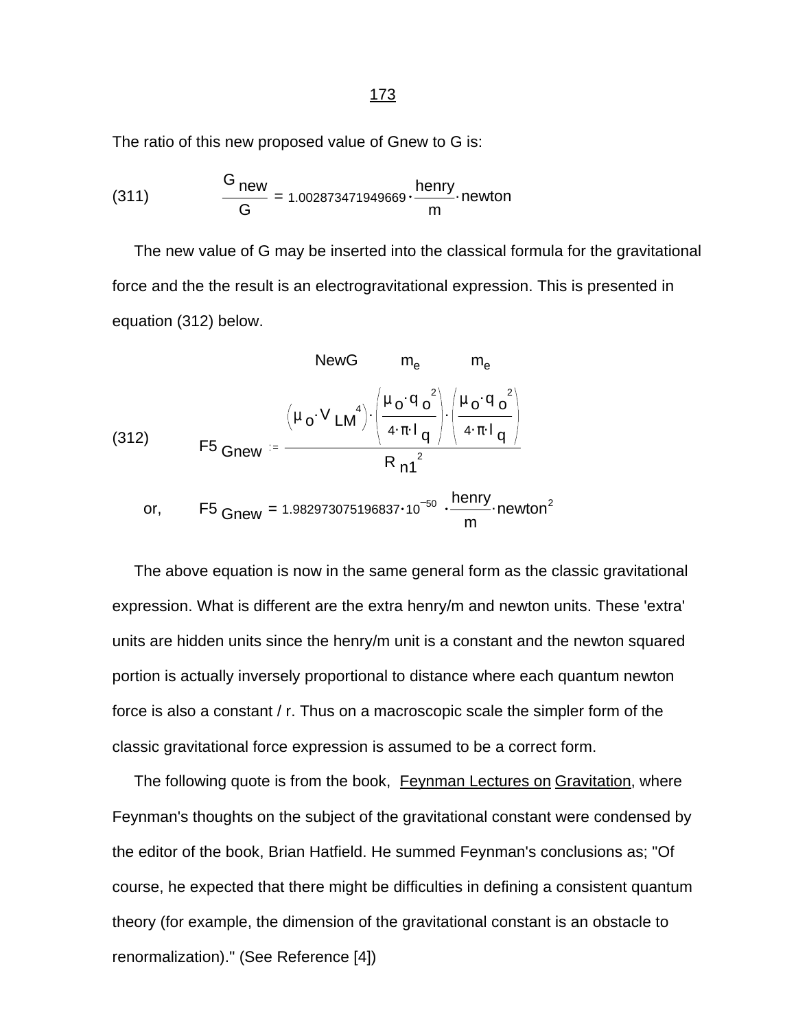The ratio of this new proposed value of Gnew to G is:

$$\frac{G_{new}}{G} = 1.002873471949669 \cdot \frac{henry}{m} \cdot newton \tag{311}$$

The new value of G may be inserted into the classical formula for the gravitational force and the the result is an electrogravitational expression. This is presented in equation (312) below.

$$F5_{Gnew} := \frac{\overbrace{\left(\mu_o \cdot V_{LM}^{4}\right)}^{NewG} \cdot \overbrace{\left(\frac{\mu_o \cdot q_o^{2}}{4 \cdot \pi \cdot l_q}\right)}^{m_e} \cdot \overbrace{\left(\frac{\mu_o \cdot q_o^{2}}{4 \cdot \pi \cdot l_q}\right)}^{m_e}}{R_{n1}^{2}} \tag{312}$$

or, $$F5_{Gnew} = 1.982973075196837 \cdot 10^{-50} \cdot \frac{henry}{m} \cdot newton^{2}$$

The above equation is now in the same general form as the classic gravitational expression. What is different are the extra henry/m and newton units. These 'extra' units are hidden units since the henry/m unit is a constant and the newton squared portion is actually inversely proportional to distance where each quantum newton force is also a constant / r. Thus on a macroscopic scale the simpler form of the classic gravitational force expression is assumed to be a correct form.

The following quote is from the book, Feynman Lectures on Gravitation, where Feynman's thoughts on the subject of the gravitational constant were condensed by the editor of the book, Brian Hatfield. He summed Feynman's conclusions as; "Of course, he expected that there might be difficulties in defining a consistent quantum theory (for example, the dimension of the gravitational constant is an obstacle to renormalization)." (See Reference [4])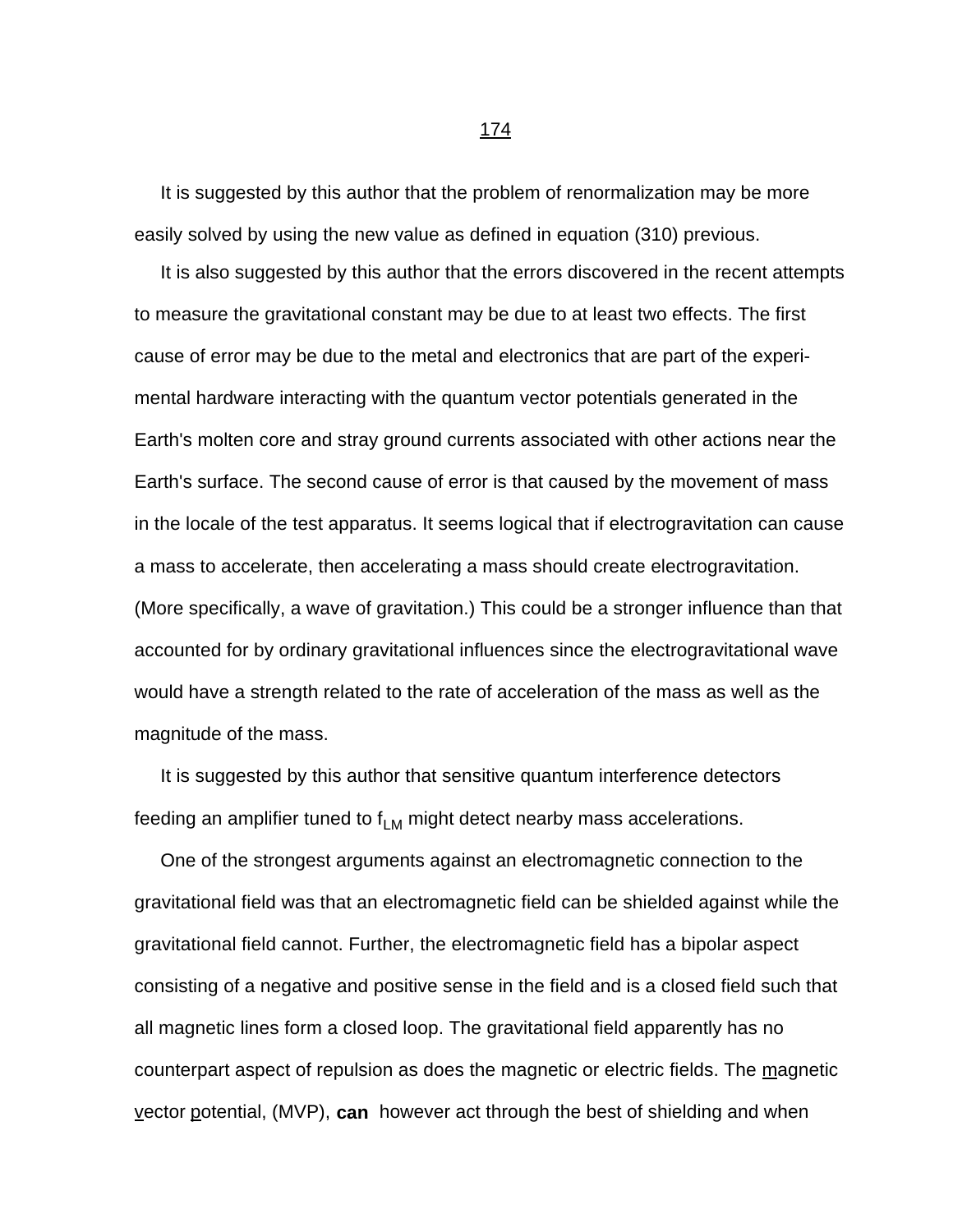It is suggested by this author that the problem of renormalization may be more easily solved by using the new value as defined in equation (310) previous.

It is also suggested by this author that the errors discovered in the recent attempts to measure the gravitational constant may be due to at least two effects. The first cause of error may be due to the metal and electronics that are part of the experimental hardware interacting with the quantum vector potentials generated in the Earth's molten core and stray ground currents associated with other actions near the Earth's surface. The second cause of error is that caused by the movement of mass in the locale of the test apparatus. It seems logical that if electrogravitation can cause a mass to accelerate, then accelerating a mass should create electrogravitation. (More specifically, a wave of gravitation.) This could be a stronger influence than that accounted for by ordinary gravitational influences since the electrogravitational wave would have a strength related to the rate of acceleration of the mass as well as the magnitude of the mass.

It is suggested by this author that sensitive quantum interference detectors feeding an amplifier tuned to $f_{LM}$ might detect nearby mass accelerations.

One of the strongest arguments against an electromagnetic connection to the gravitational field was that an electromagnetic field can be shielded against while the gravitational field cannot. Further, the electromagnetic field has a bipolar aspect consisting of a negative and positive sense in the field and is a closed field such that all magnetic lines form a closed loop. The gravitational field apparently has no counterpart aspect of repulsion as does the magnetic or electric fields. The magnetic vector potential, (MVP), **can** however act through the best of shielding and when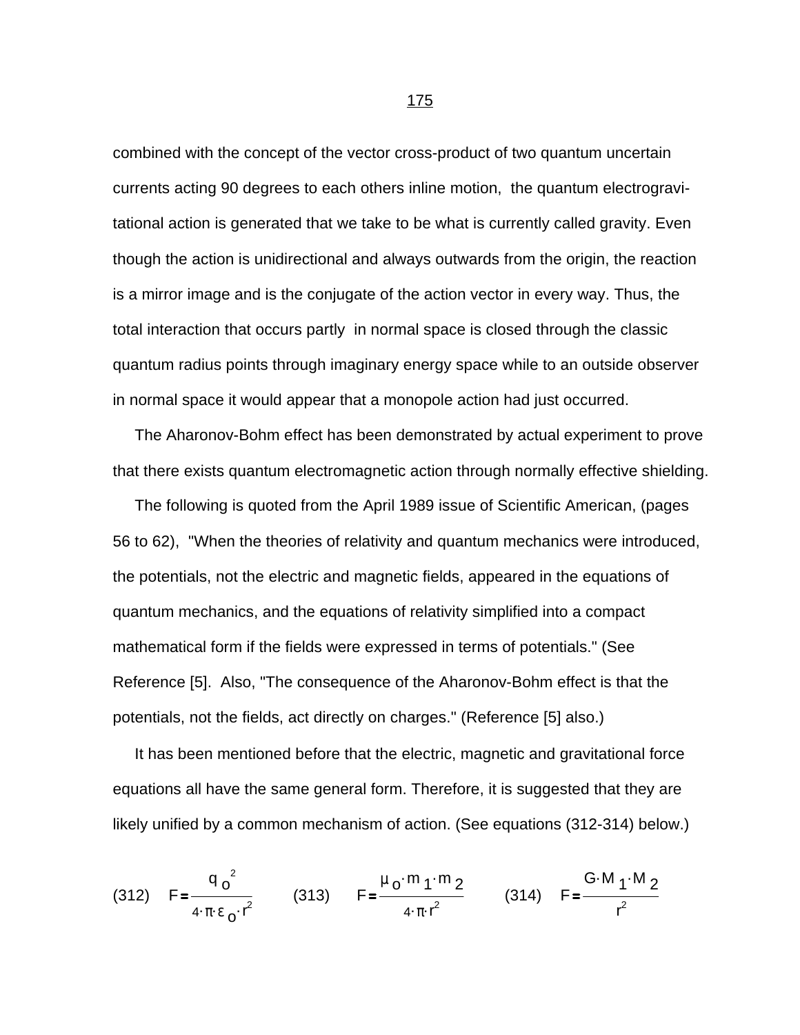combined with the concept of the vector cross-product of two quantum uncertain currents acting 90 degrees to each others inline motion, the quantum electrogravitational action is generated that we take to be what is currently called gravity. Even though the action is unidirectional and always outwards from the origin, the reaction is a mirror image and is the conjugate of the action vector in every way. Thus, the total interaction that occurs partly in normal space is closed through the classic quantum radius points through imaginary energy space while to an outside observer in normal space it would appear that a monopole action had just occurred.

The Aharonov-Bohm effect has been demonstrated by actual experiment to prove that there exists quantum electromagnetic action through normally effective shielding.

The following is quoted from the April 1989 issue of Scientific American, (pages 56 to 62), "When the theories of relativity and quantum mechanics were introduced, the potentials, not the electric and magnetic fields, appeared in the equations of quantum mechanics, and the equations of relativity simplified into a compact mathematical form if the fields were expressed in terms of potentials." (See Reference [5]. Also, "The consequence of the Aharonov-Bohm effect is that the potentials, not the fields, act directly on charges." (Reference [5] also.)

It has been mentioned before that the electric, magnetic and gravitational force equations all have the same general form. Therefore, it is suggested that they are likely unified by a common mechanism of action. (See equations (312-314) below.)

(312) $$F = \frac{q_o^2}{4 \cdot \pi \cdot \varepsilon_o \cdot r^2}$$ (313) $$F = \frac{\mu_o \cdot m_1 \cdot m_2}{4 \cdot \pi \cdot r^2}$$ (314) $$F = \frac{G \cdot M_1 \cdot M_2}{r^2}$$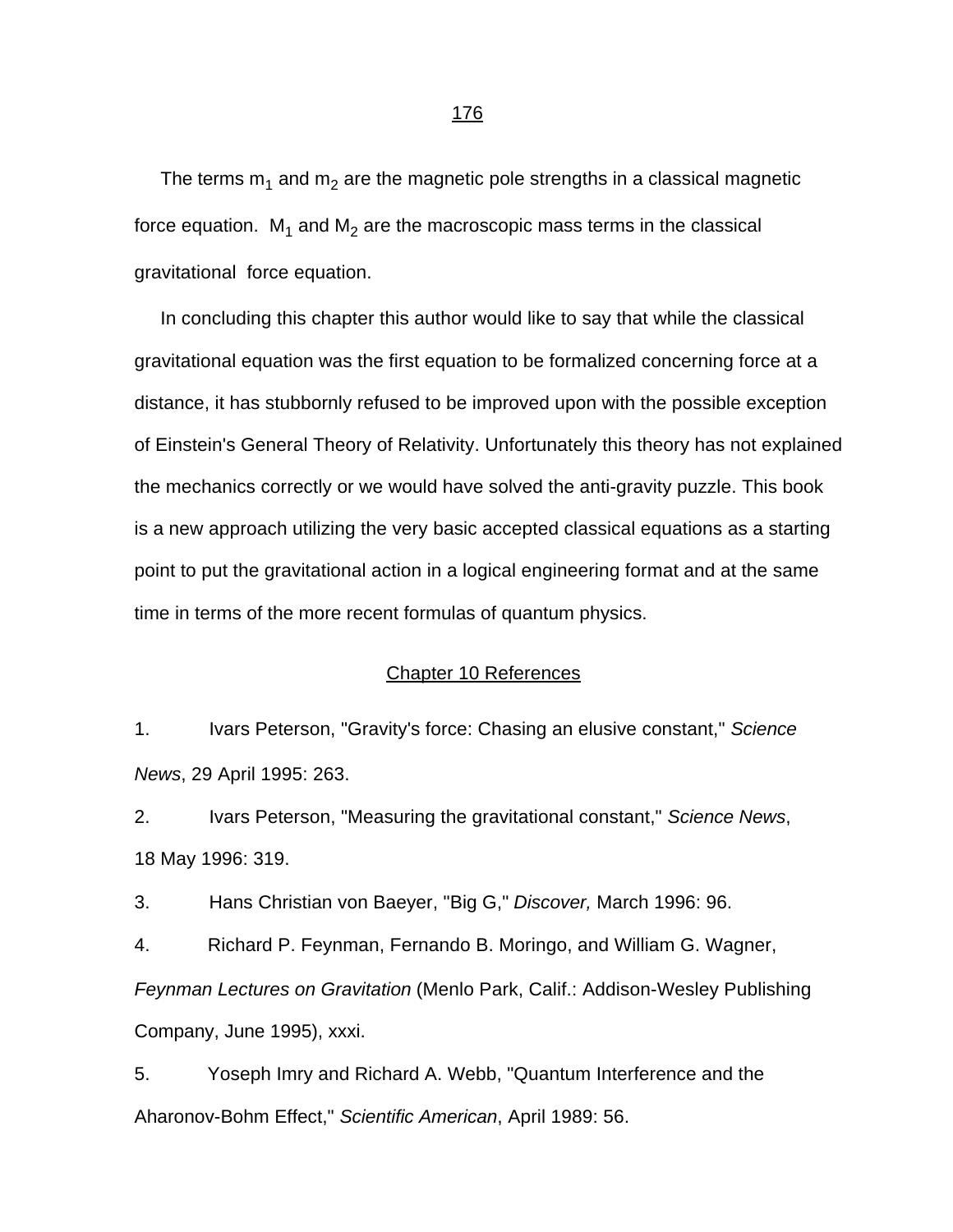The terms $m_1$ and $m_2$ are the magnetic pole strengths in a classical magnetic force equation. $M_1$ and $M_2$ are the macroscopic mass terms in the classical gravitational force equation.

In concluding this chapter this author would like to say that while the classical gravitational equation was the first equation to be formalized concerning force at a distance, it has stubbornly refused to be improved upon with the possible exception of Einstein's General Theory of Relativity. Unfortunately this theory has not explained the mechanics correctly or we would have solved the anti-gravity puzzle. This book is a new approach utilizing the very basic accepted classical equations as a starting point to put the gravitational action in a logical engineering format and at the same time in terms of the more recent formulas of quantum physics.

## Chapter 10 References

1. Ivars Peterson, "Gravity's force: Chasing an elusive constant," *Science News*, 29 April 1995: 263.

2. Ivars Peterson, "Measuring the gravitational constant," *Science News*, 18 May 1996: 319.

3. Hans Christian von Baeyer, "Big G," *Discover,* March 1996: 96.

4. Richard P. Feynman, Fernando B. Moringo, and William G. Wagner, *Feynman Lectures on Gravitation* (Menlo Park, Calif.: Addison-Wesley Publishing Company, June 1995), xxxi.

5. Yoseph Imry and Richard A. Webb, "Quantum Interference and the Aharonov-Bohm Effect," *Scientific American*, April 1989: 56.